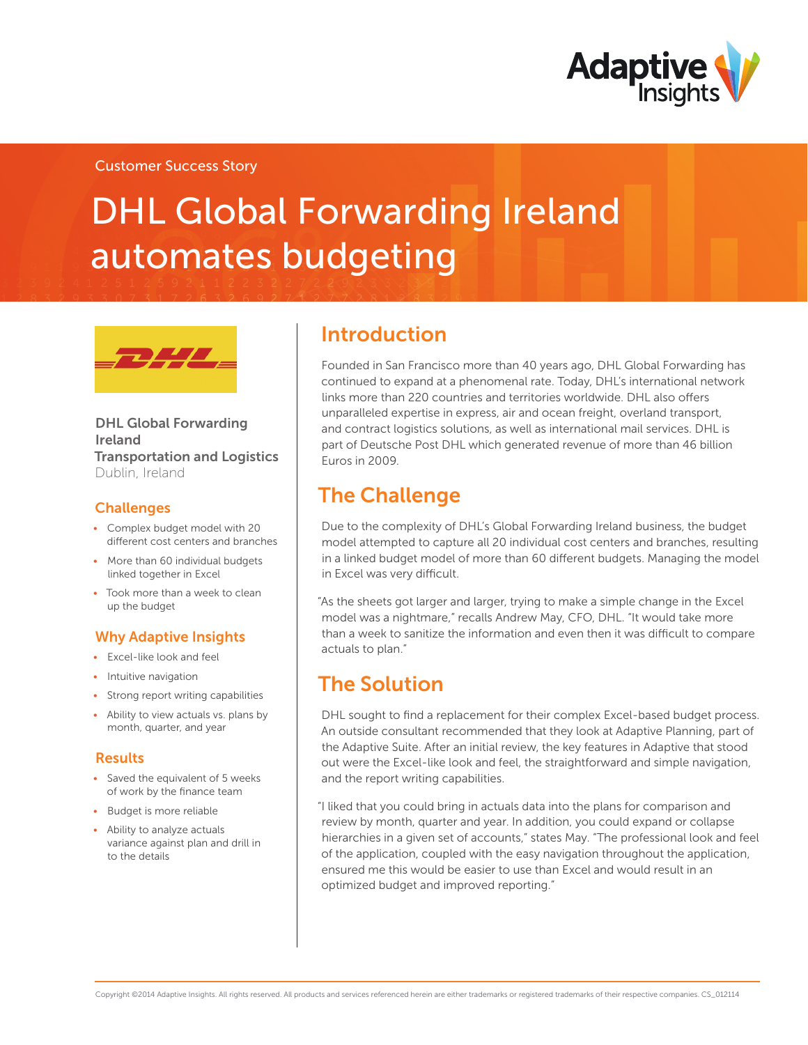Customer Success Story

# DHL Global Forwarding Ireland automates budgeting

**DHL Global Forwarding Ireland**
**Transportation and Logistics**
Dublin, Ireland

### Challenges

- Complex budget model with 20 different cost centers and branches
- More than 60 individual budgets linked together in Excel
- Took more than a week to clean up the budget

### Why Adaptive Insights

- Excel-like look and feel
- Intuitive navigation
- Strong report writing capabilities
- Ability to view actuals vs. plans by month, quarter, and year

### Results

- Saved the equivalent of 5 weeks of work by the finance team
- Budget is more reliable
- Ability to analyze actuals variance against plan and drill in to the details

## Introduction

Founded in San Francisco more than 40 years ago, DHL Global Forwarding has continued to expand at a phenomenal rate. Today, DHL's international network links more than 220 countries and territories worldwide. DHL also offers unparalleled expertise in express, air and ocean freight, overland transport, and contract logistics solutions, as well as international mail services. DHL is part of Deutsche Post DHL which generated revenue of more than 46 billion Euros in 2009.

## The Challenge

Due to the complexity of DHL's Global Forwarding Ireland business, the budget model attempted to capture all 20 individual cost centers and branches, resulting in a linked budget model of more than 60 different budgets. Managing the model in Excel was very difficult.

"As the sheets got larger and larger, trying to make a simple change in the Excel model was a nightmare," recalls Andrew May, CFO, DHL. "It would take more than a week to sanitize the information and even then it was difficult to compare actuals to plan."

## The Solution

DHL sought to find a replacement for their complex Excel-based budget process. An outside consultant recommended that they look at Adaptive Planning, part of the Adaptive Suite. After an initial review, the key features in Adaptive that stood out were the Excel-like look and feel, the straightforward and simple navigation, and the report writing capabilities.

"I liked that you could bring in actuals data into the plans for comparison and review by month, quarter and year. In addition, you could expand or collapse hierarchies in a given set of accounts," states May. "The professional look and feel of the application, coupled with the easy navigation throughout the application, ensured me this would be easier to use than Excel and would result in an optimized budget and improved reporting."

Copyright ©2014 Adaptive Insights. All rights reserved. All products and services referenced herein are either trademarks or registered trademarks of their respective companies. CS_012114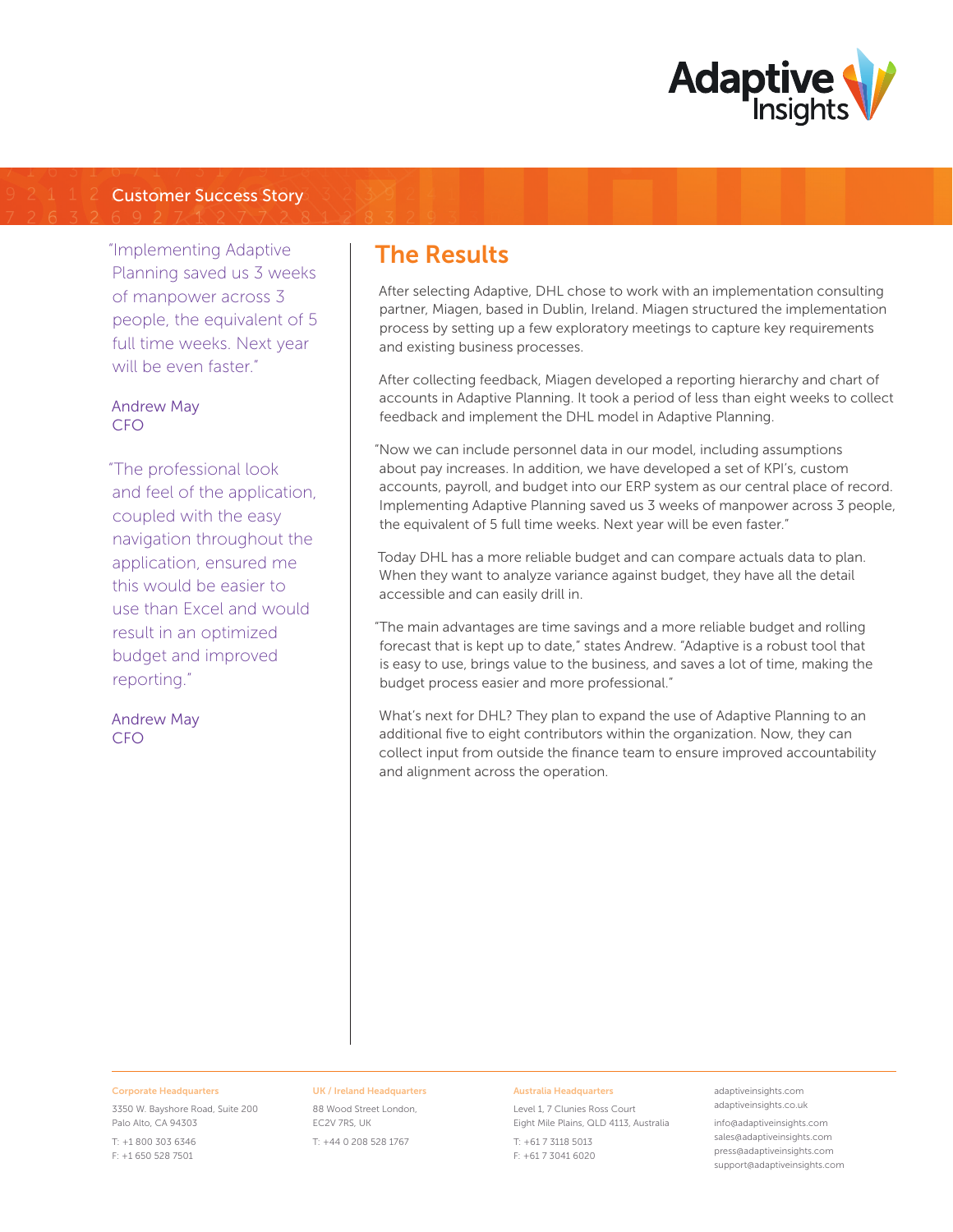Customer Success Story

"Implementing Adaptive Planning saved us 3 weeks of manpower across 3 people, the equivalent of 5 full time weeks. Next year will be even faster."

Andrew May
CFO

"The professional look and feel of the application, coupled with the easy navigation throughout the application, ensured me this would be easier to use than Excel and would result in an optimized budget and improved reporting."

Andrew May
CFO

## The Results

After selecting Adaptive, DHL chose to work with an implementation consulting partner, Miagen, based in Dublin, Ireland. Miagen structured the implementation process by setting up a few exploratory meetings to capture key requirements and existing business processes.

After collecting feedback, Miagen developed a reporting hierarchy and chart of accounts in Adaptive Planning. It took a period of less than eight weeks to collect feedback and implement the DHL model in Adaptive Planning.

"Now we can include personnel data in our model, including assumptions about pay increases. In addition, we have developed a set of KPI's, custom accounts, payroll, and budget into our ERP system as our central place of record. Implementing Adaptive Planning saved us 3 weeks of manpower across 3 people, the equivalent of 5 full time weeks. Next year will be even faster."

Today DHL has a more reliable budget and can compare actuals data to plan. When they want to analyze variance against budget, they have all the detail accessible and can easily drill in.

"The main advantages are time savings and a more reliable budget and rolling forecast that is kept up to date," states Andrew. "Adaptive is a robust tool that is easy to use, brings value to the business, and saves a lot of time, making the budget process easier and more professional."

What's next for DHL? They plan to expand the use of Adaptive Planning to an additional five to eight contributors within the organization. Now, they can collect input from outside the finance team to ensure improved accountability and alignment across the operation.

**Corporate Headquarters**
3350 W. Bayshore Road, Suite 200
Palo Alto, CA 94303
T: +1 800 303 6346
F: +1 650 528 7501

**UK / Ireland Headquarters**
88 Wood Street London,
EC2V 7RS, UK
T: +44 0 208 528 1767

**Australia Headquarters**
Level 1, 7 Clunies Ross Court
Eight Mile Plains, QLD 4113, Australia
T: +61 7 3118 5013
F: +61 7 3041 6020

adaptiveinsights.com
adaptiveinsights.co.uk
info@adaptiveinsights.com
sales@adaptiveinsights.com
press@adaptiveinsights.com
support@adaptiveinsights.com